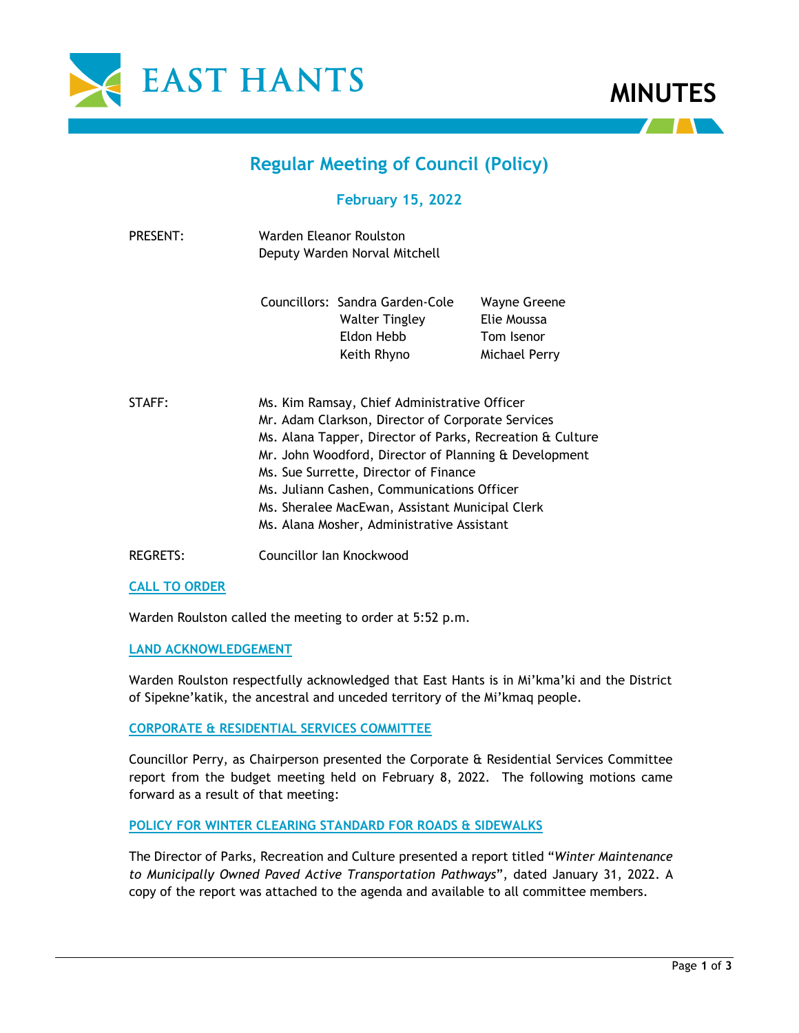# MINUTES

## Regular Meeting of Council (Policy)

### February 15, 2022

PRESENT: Warden Eleanor Roulston
Deputy Warden Norval Mitchell

Councillors: Sandra Garden-Cole, Walter Tingley, Eldon Hebb, Keith Rhyno, Wayne Greene, Elie Moussa, Tom Isenor, Michael Perry

STAFF:
Ms. Kim Ramsay, Chief Administrative Officer
Mr. Adam Clarkson, Director of Corporate Services
Ms. Alana Tapper, Director of Parks, Recreation & Culture
Mr. John Woodford, Director of Planning & Development
Ms. Sue Surrette, Director of Finance
Ms. Juliann Cashen, Communications Officer
Ms. Sheralee MacEwan, Assistant Municipal Clerk
Ms. Alana Mosher, Administrative Assistant

REGRETS: Councillor Ian Knockwood

### CALL TO ORDER

Warden Roulston called the meeting to order at 5:52 p.m.

### LAND ACKNOWLEDGEMENT

Warden Roulston respectfully acknowledged that East Hants is in Mi'kma'ki and the District of Sipekne'katik, the ancestral and unceded territory of the Mi'kmaq people.

### CORPORATE & RESIDENTIAL SERVICES COMMITTEE

Councillor Perry, as Chairperson presented the Corporate & Residential Services Committee report from the budget meeting held on February 8, 2022. The following motions came forward as a result of that meeting:

### POLICY FOR WINTER CLEARING STANDARD FOR ROADS & SIDEWALKS

The Director of Parks, Recreation and Culture presented a report titled "*Winter Maintenance to Municipally Owned Paved Active Transportation Pathways*", dated January 31, 2022. A copy of the report was attached to the agenda and available to all committee members.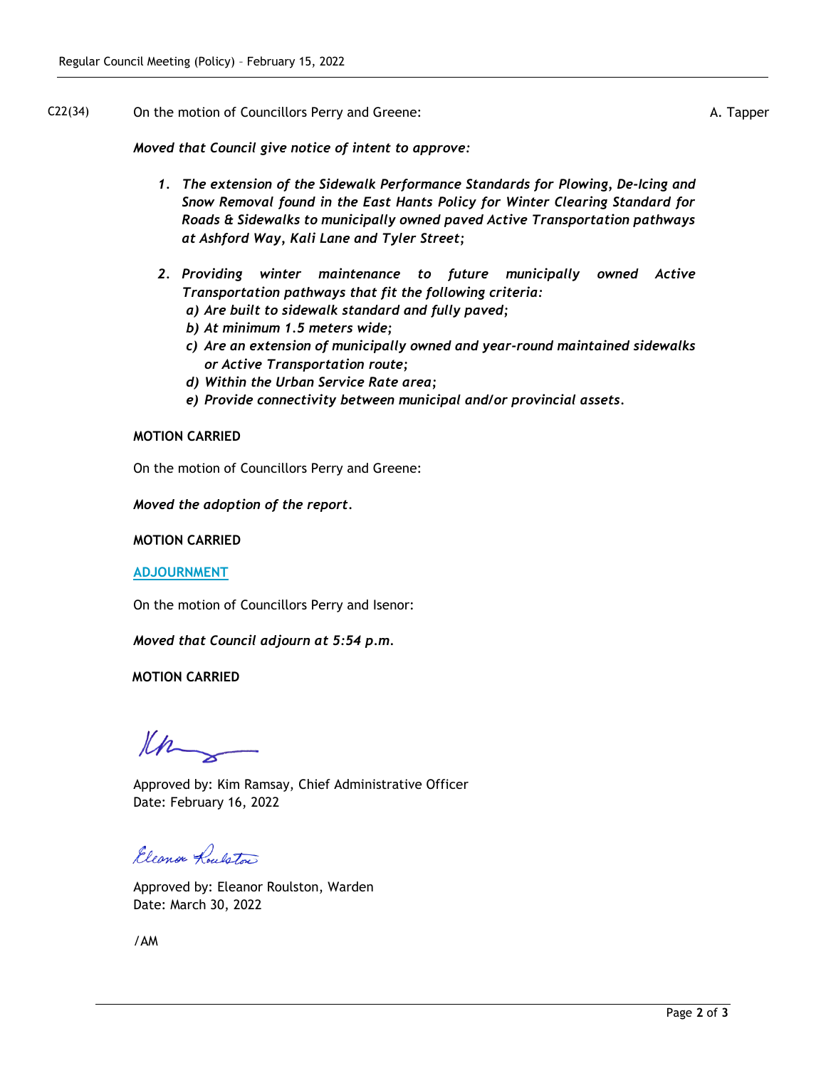C22(34) On the motion of Councillors Perry and Greene: A. Tapper

*Moved that Council give notice of intent to approve:*

1. ***The extension of the Sidewalk Performance Standards for Plowing, De-Icing and Snow Removal found in the East Hants Policy for Winter Clearing Standard for Roads & Sidewalks to municipally owned paved Active Transportation pathways at Ashford Way, Kali Lane and Tyler Street;***

2. ***Providing winter maintenance to future municipally owned Active Transportation pathways that fit the following criteria:***
   ***a) Are built to sidewalk standard and fully paved;***
   ***b) At minimum 1.5 meters wide;***
   ***c) Are an extension of municipally owned and year-round maintained sidewalks or Active Transportation route;***
   ***d) Within the Urban Service Rate area;***
   ***e) Provide connectivity between municipal and/or provincial assets.***

**MOTION CARRIED**

On the motion of Councillors Perry and Greene:

***Moved the adoption of the report.***

**MOTION CARRIED**

## ADJOURNMENT

On the motion of Councillors Perry and Isenor:

***Moved that Council adjourn at 5:54 p.m.***

**MOTION CARRIED**

Approved by: Kim Ramsay, Chief Administrative Officer
Date: February 16, 2022

Approved by: Eleanor Roulston, Warden
Date: March 30, 2022

/AM